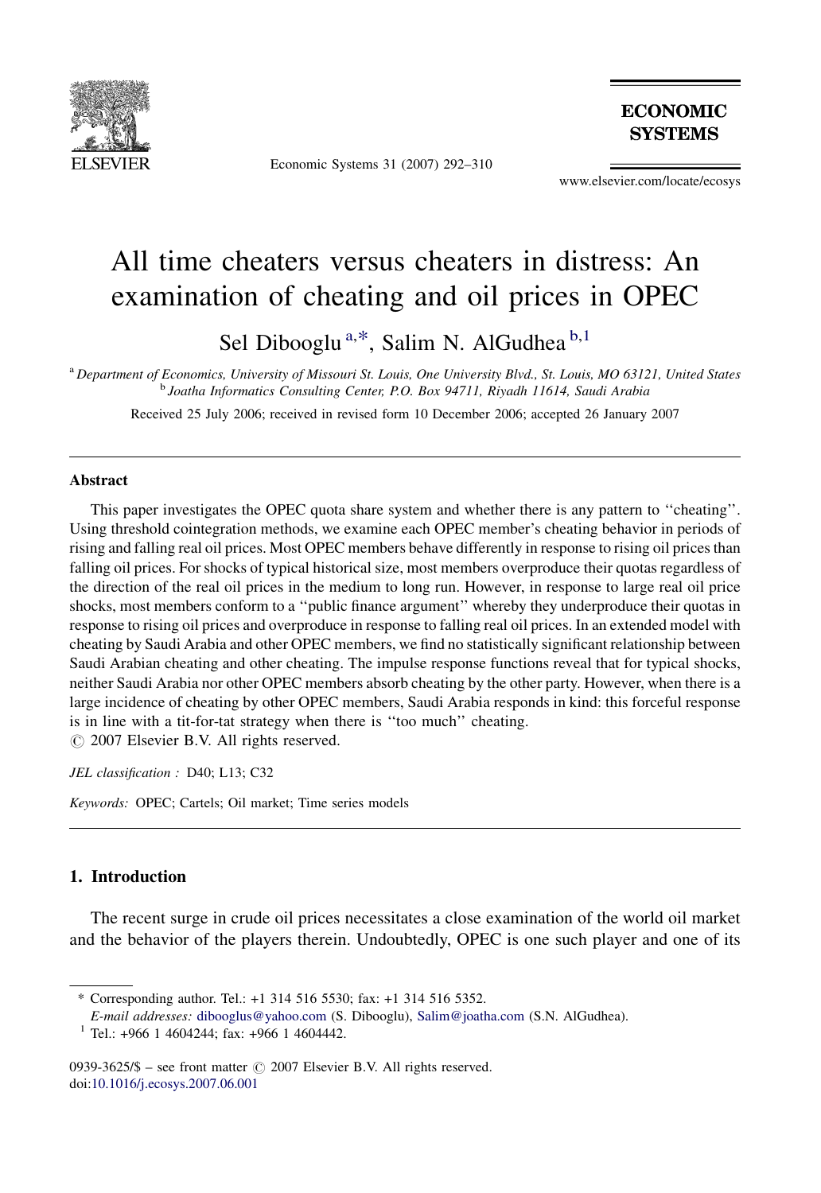# All time cheaters versus cheaters in distress: An examination of cheating and oil prices in OPEC

Sel Dibooglu [a,*], Salim N. AlGudhea [b,1]

[a] *Department of Economics, University of Missouri St. Louis, One University Blvd., St. Louis, MO 63121, United States*

[b] *Joatha Informatics Consulting Center, P.O. Box 94711, Riyadh 11614, Saudi Arabia*

Received 25 July 2006; received in revised form 10 December 2006; accepted 26 January 2007

---

### Abstract

This paper investigates the OPEC quota share system and whether there is any pattern to ''cheating''. Using threshold cointegration methods, we examine each OPEC member's cheating behavior in periods of rising and falling real oil prices. Most OPEC members behave differently in response to rising oil prices than falling oil prices. For shocks of typical historical size, most members overproduce their quotas regardless of the direction of the real oil prices in the medium to long run. However, in response to large real oil price shocks, most members conform to a ''public finance argument'' whereby they underproduce their quotas in response to rising oil prices and overproduce in response to falling real oil prices. In an extended model with cheating by Saudi Arabia and other OPEC members, we find no statistically significant relationship between Saudi Arabian cheating and other cheating. The impulse response functions reveal that for typical shocks, neither Saudi Arabia nor other OPEC members absorb cheating by the other party. However, when there is a large incidence of cheating by other OPEC members, Saudi Arabia responds in kind: this forceful response is in line with a tit-for-tat strategy when there is ''too much'' cheating.

© 2007 Elsevier B.V. All rights reserved.

*JEL classification :* D40; L13; C32

*Keywords:* OPEC; Cartels; Oil market; Time series models

---

## 1. Introduction

The recent surge in crude oil prices necessitates a close examination of the world oil market and the behavior of the players therein. Undoubtedly, OPEC is one such player and one of its

---

\* Corresponding author. Tel.: +1 314 516 5530; fax: +1 314 516 5352.

*E-mail addresses:* dibooglus@yahoo.com (S. Dibooglu), Salim@joatha.com (S.N. AlGudhea).

[1] Tel.: +966 1 4604244; fax: +966 1 4604442.

0939-3625/$ – see front matter © 2007 Elsevier B.V. All rights reserved.
doi:10.1016/j.ecosys.2007.06.001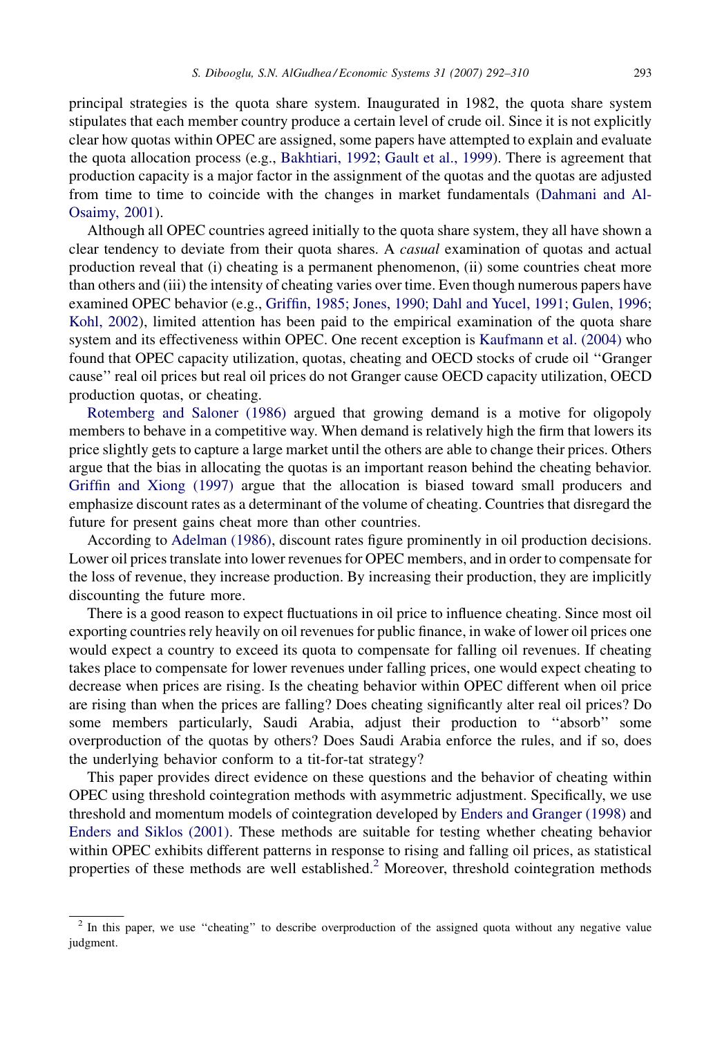principal strategies is the quota share system. Inaugurated in 1982, the quota share system stipulates that each member country produce a certain level of crude oil. Since it is not explicitly clear how quotas within OPEC are assigned, some papers have attempted to explain and evaluate the quota allocation process (e.g., Bakhtiari, 1992; Gault et al., 1999). There is agreement that production capacity is a major factor in the assignment of the quotas and the quotas are adjusted from time to time to coincide with the changes in market fundamentals (Dahmani and Al-Osaimy, 2001).

Although all OPEC countries agreed initially to the quota share system, they all have shown a clear tendency to deviate from their quota shares. A *casual* examination of quotas and actual production reveal that (i) cheating is a permanent phenomenon, (ii) some countries cheat more than others and (iii) the intensity of cheating varies over time. Even though numerous papers have examined OPEC behavior (e.g., Griffin, 1985; Jones, 1990; Dahl and Yucel, 1991; Gulen, 1996; Kohl, 2002), limited attention has been paid to the empirical examination of the quota share system and its effectiveness within OPEC. One recent exception is Kaufmann et al. (2004) who found that OPEC capacity utilization, quotas, cheating and OECD stocks of crude oil ''Granger cause'' real oil prices but real oil prices do not Granger cause OECD capacity utilization, OECD production quotas, or cheating.

Rotemberg and Saloner (1986) argued that growing demand is a motive for oligopoly members to behave in a competitive way. When demand is relatively high the firm that lowers its price slightly gets to capture a large market until the others are able to change their prices. Others argue that the bias in allocating the quotas is an important reason behind the cheating behavior. Griffin and Xiong (1997) argue that the allocation is biased toward small producers and emphasize discount rates as a determinant of the volume of cheating. Countries that disregard the future for present gains cheat more than other countries.

According to Adelman (1986), discount rates figure prominently in oil production decisions. Lower oil prices translate into lower revenues for OPEC members, and in order to compensate for the loss of revenue, they increase production. By increasing their production, they are implicitly discounting the future more.

There is a good reason to expect fluctuations in oil price to influence cheating. Since most oil exporting countries rely heavily on oil revenues for public finance, in wake of lower oil prices one would expect a country to exceed its quota to compensate for falling oil revenues. If cheating takes place to compensate for lower revenues under falling prices, one would expect cheating to decrease when prices are rising. Is the cheating behavior within OPEC different when oil price are rising than when the prices are falling? Does cheating significantly alter real oil prices? Do some members particularly, Saudi Arabia, adjust their production to ''absorb'' some overproduction of the quotas by others? Does Saudi Arabia enforce the rules, and if so, does the underlying behavior conform to a tit-for-tat strategy?

This paper provides direct evidence on these questions and the behavior of cheating within OPEC using threshold cointegration methods with asymmetric adjustment. Specifically, we use threshold and momentum models of cointegration developed by Enders and Granger (1998) and Enders and Siklos (2001). These methods are suitable for testing whether cheating behavior within OPEC exhibits different patterns in response to rising and falling oil prices, as statistical properties of these methods are well established.[2] Moreover, threshold cointegration methods

[2] In this paper, we use ''cheating'' to describe overproduction of the assigned quota without any negative value judgment.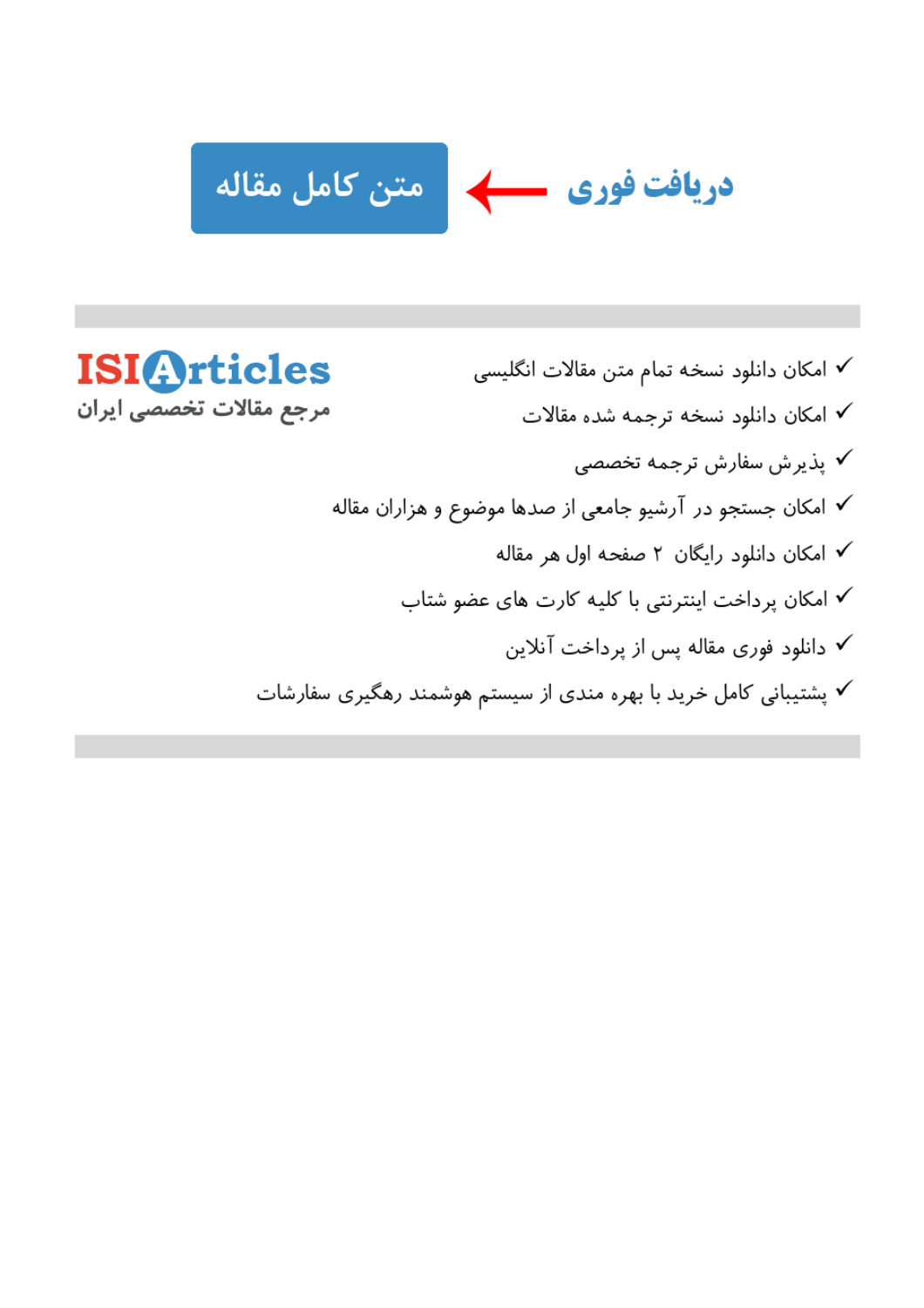دریافت فوری ← متن کامل مقاله

**ISIArticles**
مرجع مقالات تخصصی ایران

- ✓ امکان دانلود نسخه تمام متن مقالات انگلیسی
- ✓ امکان دانلود نسخه ترجمه شده مقالات
- ✓ پذیرش سفارش ترجمه تخصصی
- ✓ امکان جستجو در آرشیو جامعی از صدها موضوع و هزاران مقاله
- ✓ امکان دانلود رایگان ۲ صفحه اول هر مقاله
- ✓ امکان پرداخت اینترنتی با کلیه کارت های عضو شتاب
- ✓ دانلود فوری مقاله پس از پرداخت آنلاین
- ✓ پشتیبانی کامل خرید با بهره مندی از سیستم هوشمند رهگیری سفارشات